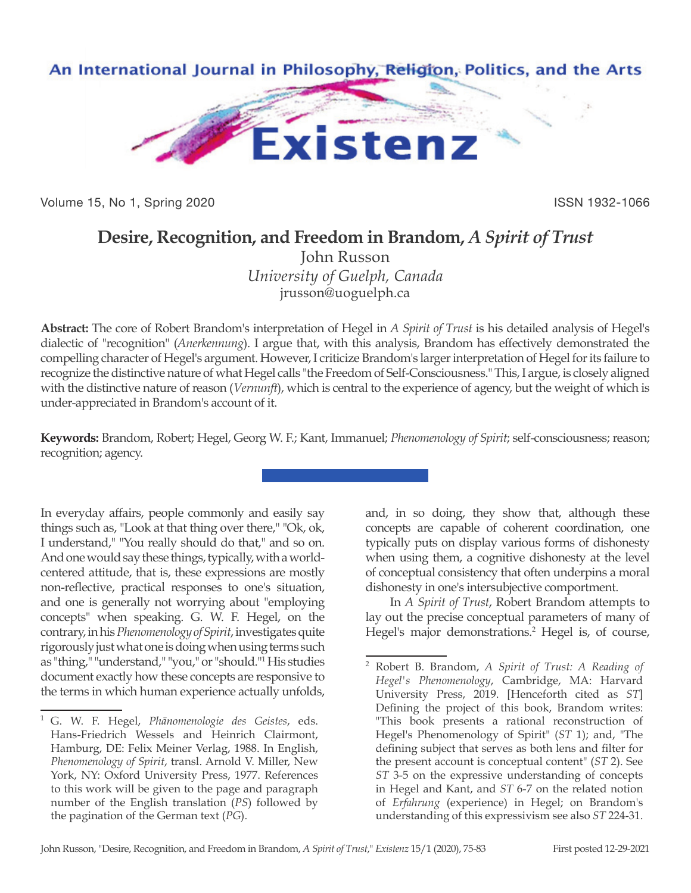# Desire, Recognition, and Freedom in Brandom, *A Spirit of Trust*

John Russon
*University of Guelph, Canada*
jrusson@uoguelph.ca

**Abstract:** The core of Robert Brandom's interpretation of Hegel in *A Spirit of Trust* is his detailed analysis of Hegel's dialectic of "recognition" (*Anerkennung*). I argue that, with this analysis, Brandom has effectively demonstrated the compelling character of Hegel's argument. However, I criticize Brandom's larger interpretation of Hegel for its failure to recognize the distinctive nature of what Hegel calls "the Freedom of Self-Consciousness." This, I argue, is closely aligned with the distinctive nature of reason (*Vernunft*), which is central to the experience of agency, but the weight of which is under-appreciated in Brandom's account of it.

**Keywords:** Brandom, Robert; Hegel, Georg W. F.; Kant, Immanuel; *Phenomenology of Spirit*; self-consciousness; reason; recognition; agency.

In everyday affairs, people commonly and easily say things such as, "Look at that thing over there," "Ok, ok, I understand," "You really should do that," and so on. And one would say these things, typically, with a world-centered attitude, that is, these expressions are mostly non-reflective, practical responses to one's situation, and one is generally not worrying about "employing concepts" when speaking. G. W. F. Hegel, on the contrary, in his *Phenomenology of Spirit*, investigates quite rigorously just what one is doing when using terms such as "thing," "understand," "you," or "should."[1] His studies document exactly how these concepts are responsive to the terms in which human experience actually unfolds, and, in so doing, they show that, although these concepts are capable of coherent coordination, one typically puts on display various forms of dishonesty when using them, a cognitive dishonesty at the level of conceptual consistency that often underpins a moral dishonesty in one's intersubjective comportment.

In *A Spirit of Trust*, Robert Brandom attempts to lay out the precise conceptual parameters of many of Hegel's major demonstrations.[2] Hegel is, of course,

[1] G. W. F. Hegel, *Phänomenologie des Geistes*, eds. Hans-Friedrich Wessels and Heinrich Clairmont, Hamburg, DE: Felix Meiner Verlag, 1988. In English, *Phenomenology of Spirit*, transl. Arnold V. Miller, New York, NY: Oxford University Press, 1977. References to this work will be given to the page and paragraph number of the English translation (*PS*) followed by the pagination of the German text (*PG*).

[2] Robert B. Brandom, *A Spirit of Trust: A Reading of Hegel's Phenomenology*, Cambridge, MA: Harvard University Press, 2019. [Henceforth cited as *ST*] Defining the project of this book, Brandom writes: "This book presents a rational reconstruction of Hegel's Phenomenology of Spirit" (*ST* 1); and, "The defining subject that serves as both lens and filter for the present account is conceptual content" (*ST* 2). See *ST* 3-5 on the expressive understanding of concepts in Hegel and Kant, and *ST* 6-7 on the related notion of *Erfahrung* (experience) in Hegel; on Brandom's understanding of this expressivism see also *ST* 224-31.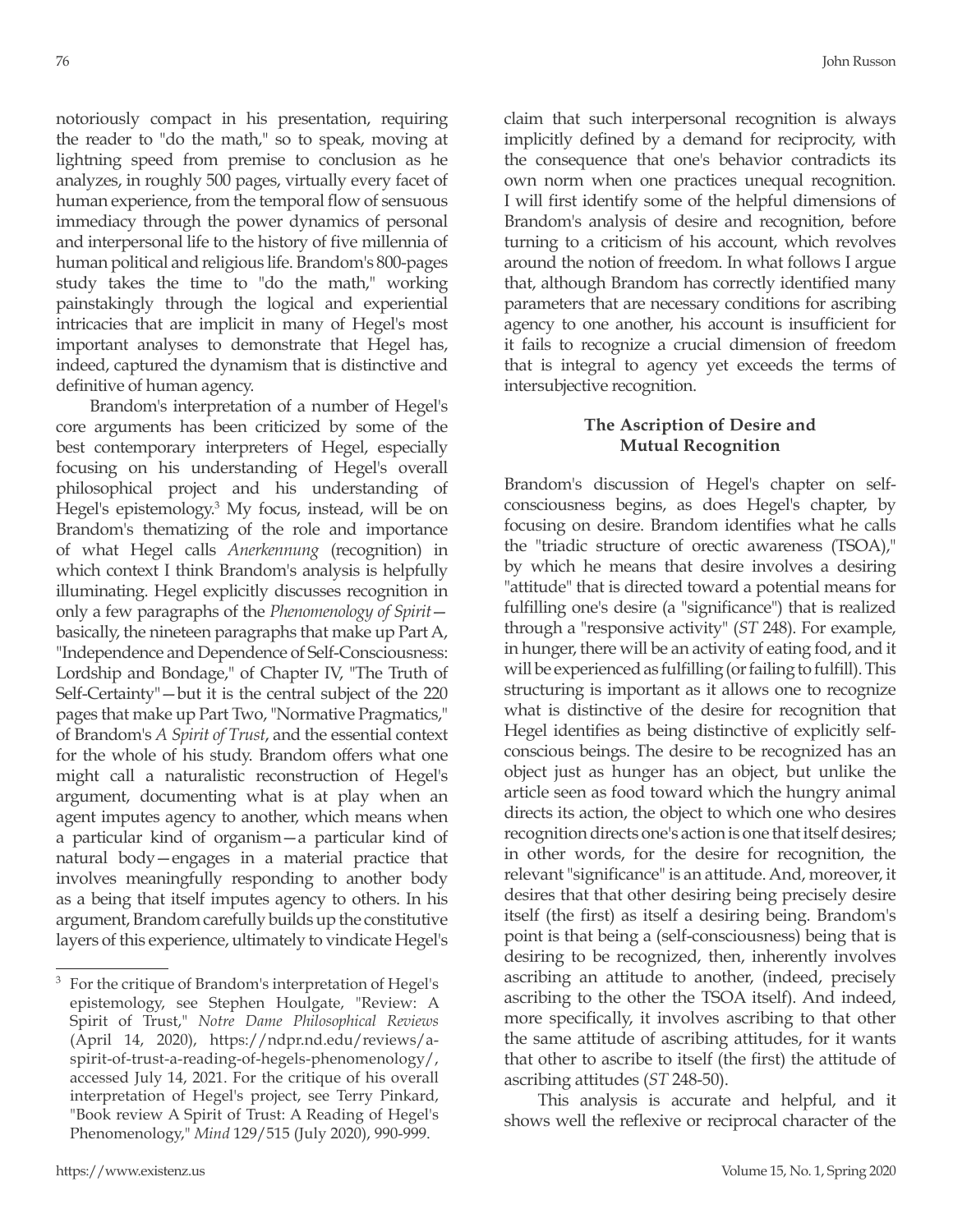notoriously compact in his presentation, requiring the reader to "do the math," so to speak, moving at lightning speed from premise to conclusion as he analyzes, in roughly 500 pages, virtually every facet of human experience, from the temporal flow of sensuous immediacy through the power dynamics of personal and interpersonal life to the history of five millennia of human political and religious life. Brandom's 800-pages study takes the time to "do the math," working painstakingly through the logical and experiential intricacies that are implicit in many of Hegel's most important analyses to demonstrate that Hegel has, indeed, captured the dynamism that is distinctive and definitive of human agency.

Brandom's interpretation of a number of Hegel's core arguments has been criticized by some of the best contemporary interpreters of Hegel, especially focusing on his understanding of Hegel's overall philosophical project and his understanding of Hegel's epistemology.[3] My focus, instead, will be on Brandom's thematizing of the role and importance of what Hegel calls *Anerkennung* (recognition) in which context I think Brandom's analysis is helpfully illuminating. Hegel explicitly discusses recognition in only a few paragraphs of the *Phenomenology of Spirit*—basically, the nineteen paragraphs that make up Part A, "Independence and Dependence of Self-Consciousness: Lordship and Bondage," of Chapter IV, "The Truth of Self-Certainty"—but it is the central subject of the 220 pages that make up Part Two, "Normative Pragmatics," of Brandom's *A Spirit of Trust*, and the essential context for the whole of his study. Brandom offers what one might call a naturalistic reconstruction of Hegel's argument, documenting what is at play when an agent imputes agency to another, which means when a particular kind of organism—a particular kind of natural body—engages in a material practice that involves meaningfully responding to another body as a being that itself imputes agency to others. In his argument, Brandom carefully builds up the constitutive layers of this experience, ultimately to vindicate Hegel's claim that such interpersonal recognition is always implicitly defined by a demand for reciprocity, with the consequence that one's behavior contradicts its own norm when one practices unequal recognition. I will first identify some of the helpful dimensions of Brandom's analysis of desire and recognition, before turning to a criticism of his account, which revolves around the notion of freedom. In what follows I argue that, although Brandom has correctly identified many parameters that are necessary conditions for ascribing agency to one another, his account is insufficient for it fails to recognize a crucial dimension of freedom that is integral to agency yet exceeds the terms of intersubjective recognition.

## The Ascription of Desire and Mutual Recognition

Brandom's discussion of Hegel's chapter on self-consciousness begins, as does Hegel's chapter, by focusing on desire. Brandom identifies what he calls the "triadic structure of orectic awareness (TSOA)," by which he means that desire involves a desiring "attitude" that is directed toward a potential means for fulfilling one's desire (a "significance") that is realized through a "responsive activity" (*ST* 248). For example, in hunger, there will be an activity of eating food, and it will be experienced as fulfilling (or failing to fulfill). This structuring is important as it allows one to recognize what is distinctive of the desire for recognition that Hegel identifies as being distinctive of explicitly self-conscious beings. The desire to be recognized has an object just as hunger has an object, but unlike the article seen as food toward which the hungry animal directs its action, the object to which one who desires recognition directs one's action is one that itself desires; in other words, for the desire for recognition, the relevant "significance" is an attitude. And, moreover, it desires that that other desiring being precisely desire itself (the first) as itself a desiring being. Brandom's point is that being a (self-consciousness) being that is desiring to be recognized, then, inherently involves ascribing an attitude to another, (indeed, precisely ascribing to the other the TSOA itself). And indeed, more specifically, it involves ascribing to that other the same attitude of ascribing attitudes, for it wants that other to ascribe to itself (the first) the attitude of ascribing attitudes (*ST* 248-50).

This analysis is accurate and helpful, and it shows well the reflexive or reciprocal character of the

---

[3] For the critique of Brandom's interpretation of Hegel's epistemology, see Stephen Houlgate, "Review: A Spirit of Trust," *Notre Dame Philosophical Reviews* (April 14, 2020), https://ndpr.nd.edu/reviews/a-spirit-of-trust-a-reading-of-hegels-phenomenology/, accessed July 14, 2021. For the critique of his overall interpretation of Hegel's project, see Terry Pinkard, "Book review A Spirit of Trust: A Reading of Hegel's Phenomenology," *Mind* 129/515 (July 2020), 990-999.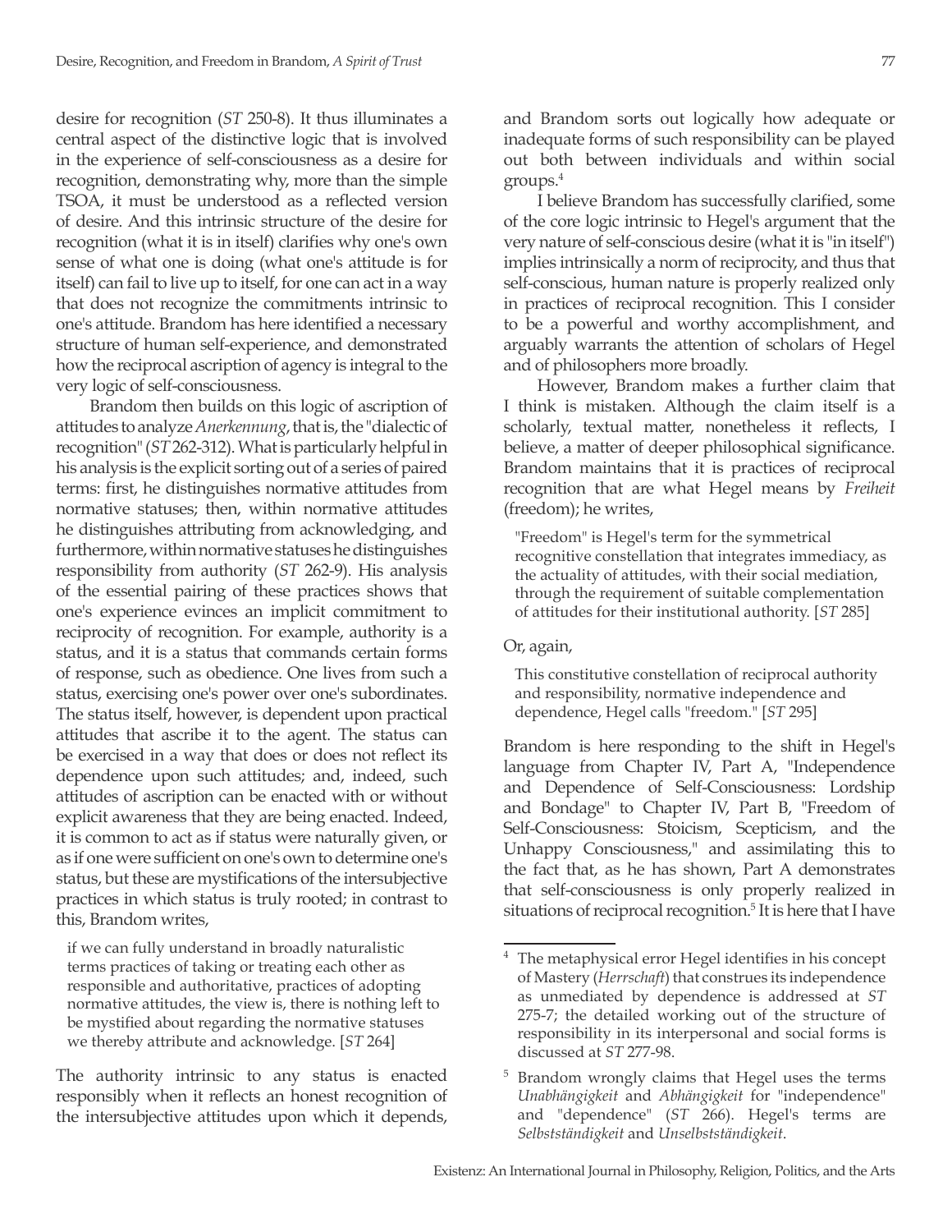desire for recognition (*ST* 250-8). It thus illuminates a central aspect of the distinctive logic that is involved in the experience of self-consciousness as a desire for recognition, demonstrating why, more than the simple TSOA, it must be understood as a reflected version of desire. And this intrinsic structure of the desire for recognition (what it is in itself) clarifies why one's own sense of what one is doing (what one's attitude is for itself) can fail to live up to itself, for one can act in a way that does not recognize the commitments intrinsic to one's attitude. Brandom has here identified a necessary structure of human self-experience, and demonstrated how the reciprocal ascription of agency is integral to the very logic of self-consciousness.

Brandom then builds on this logic of ascription of attitudes to analyze *Anerkennung*, that is, the "dialectic of recognition" (*ST* 262-312). What is particularly helpful in his analysis is the explicit sorting out of a series of paired terms: first, he distinguishes normative attitudes from normative statuses; then, within normative attitudes he distinguishes attributing from acknowledging, and furthermore, within normative statuses he distinguishes responsibility from authority (*ST* 262-9). His analysis of the essential pairing of these practices shows that one's experience evinces an implicit commitment to reciprocity of recognition. For example, authority is a status, and it is a status that commands certain forms of response, such as obedience. One lives from such a status, exercising one's power over one's subordinates. The status itself, however, is dependent upon practical attitudes that ascribe it to the agent. The status can be exercised in a way that does or does not reflect its dependence upon such attitudes; and, indeed, such attitudes of ascription can be enacted with or without explicit awareness that they are being enacted. Indeed, it is common to act as if status were naturally given, or as if one were sufficient on one's own to determine one's status, but these are mystifications of the intersubjective practices in which status is truly rooted; in contrast to this, Brandom writes,

> if we can fully understand in broadly naturalistic terms practices of taking or treating each other as responsible and authoritative, practices of adopting normative attitudes, the view is, there is nothing left to be mystified about regarding the normative statuses we thereby attribute and acknowledge. [*ST* 264]

The authority intrinsic to any status is enacted responsibly when it reflects an honest recognition of the intersubjective attitudes upon which it depends, and Brandom sorts out logically how adequate or inadequate forms of such responsibility can be played out both between individuals and within social groups.[4]

I believe Brandom has successfully clarified, some of the core logic intrinsic to Hegel's argument that the very nature of self-conscious desire (what it is "in itself") implies intrinsically a norm of reciprocity, and thus that self-conscious, human nature is properly realized only in practices of reciprocal recognition. This I consider to be a powerful and worthy accomplishment, and arguably warrants the attention of scholars of Hegel and of philosophers more broadly.

However, Brandom makes a further claim that I think is mistaken. Although the claim itself is a scholarly, textual matter, nonetheless it reflects, I believe, a matter of deeper philosophical significance. Brandom maintains that it is practices of reciprocal recognition that are what Hegel means by *Freiheit* (freedom); he writes,

> "Freedom" is Hegel's term for the symmetrical recognitive constellation that integrates immediacy, as the actuality of attitudes, with their social mediation, through the requirement of suitable complementation of attitudes for their institutional authority. [*ST* 285]

Or, again,

> This constitutive constellation of reciprocal authority and responsibility, normative independence and dependence, Hegel calls "freedom." [*ST* 295]

Brandom is here responding to the shift in Hegel's language from Chapter IV, Part A, "Independence and Dependence of Self-Consciousness: Lordship and Bondage" to Chapter IV, Part B, "Freedom of Self-Consciousness: Stoicism, Scepticism, and the Unhappy Consciousness," and assimilating this to the fact that, as he has shown, Part A demonstrates that self-consciousness is only properly realized in situations of reciprocal recognition.[5] It is here that I have

---

[4] The metaphysical error Hegel identifies in his concept of Mastery (*Herrschaft*) that construes its independence as unmediated by dependence is addressed at *ST* 275-7; the detailed working out of the structure of responsibility in its interpersonal and social forms is discussed at *ST* 277-98.

[5] Brandom wrongly claims that Hegel uses the terms *Unabhängigkeit* and *Abhängigkeit* for "independence" and "dependence" (*ST* 266). Hegel's terms are *Selbstständigkeit* and *Unselbstständigkeit*.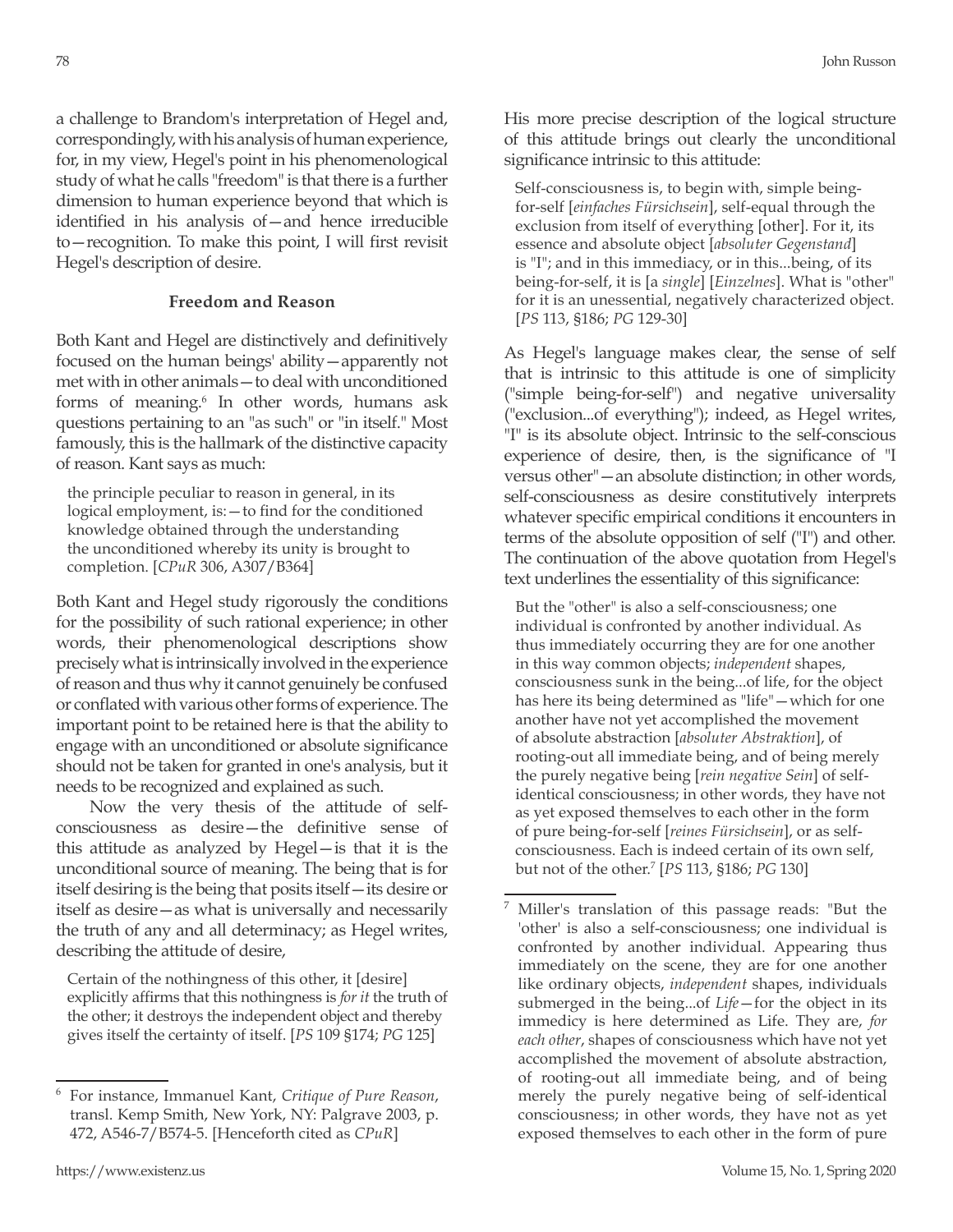a challenge to Brandom's interpretation of Hegel and, correspondingly, with his analysis of human experience, for, in my view, Hegel's point in his phenomenological study of what he calls "freedom" is that there is a further dimension to human experience beyond that which is identified in his analysis of—and hence irreducible to—recognition. To make this point, I will first revisit Hegel's description of desire.

### Freedom and Reason

Both Kant and Hegel are distinctively and definitively focused on the human beings' ability—apparently not met with in other animals—to deal with unconditioned forms of meaning.[6] In other words, humans ask questions pertaining to an "as such" or "in itself." Most famously, this is the hallmark of the distinctive capacity of reason. Kant says as much:

> the principle peculiar to reason in general, in its logical employment, is:—to find for the conditioned knowledge obtained through the understanding the unconditioned whereby its unity is brought to completion. [*CPuR* 306, A307/B364]

Both Kant and Hegel study rigorously the conditions for the possibility of such rational experience; in other words, their phenomenological descriptions show precisely what is intrinsically involved in the experience of reason and thus why it cannot genuinely be confused or conflated with various other forms of experience. The important point to be retained here is that the ability to engage with an unconditioned or absolute significance should not be taken for granted in one's analysis, but it needs to be recognized and explained as such.

Now the very thesis of the attitude of self-consciousness as desire—the definitive sense of this attitude as analyzed by Hegel—is that it is the unconditional source of meaning. The being that is for itself desiring is the being that posits itself—its desire or itself as desire—as what is universally and necessarily the truth of any and all determinacy; as Hegel writes, describing the attitude of desire,

> Certain of the nothingness of this other, it [desire] explicitly affirms that this nothingness is *for it* the truth of the other; it destroys the independent object and thereby gives itself the certainty of itself. [*PS* 109 §174; *PG* 125]

His more precise description of the logical structure of this attitude brings out clearly the unconditional significance intrinsic to this attitude:

> Self-consciousness is, to begin with, simple being-for-self [*einfaches Fürsichsein*], self-equal through the exclusion from itself of everything [other]. For it, its essence and absolute object [*absoluter Gegenstand*] is "I"; and in this immediacy, or in this...being, of its being-for-self, it is [a *single*] [*Einzelnes*]. What is "other" for it is an unessential, negatively characterized object. [*PS* 113, §186; *PG* 129-30]

As Hegel's language makes clear, the sense of self that is intrinsic to this attitude is one of simplicity ("simple being-for-self") and negative universality ("exclusion...of everything"); indeed, as Hegel writes, "I" is its absolute object. Intrinsic to the self-conscious experience of desire, then, is the significance of "I versus other"—an absolute distinction; in other words, self-consciousness as desire constitutively interprets whatever specific empirical conditions it encounters in terms of the absolute opposition of self ("I") and other. The continuation of the above quotation from Hegel's text underlines the essentiality of this significance:

> But the "other" is also a self-consciousness; one individual is confronted by another individual. As thus immediately occurring they are for one another in this way common objects; *independent* shapes, consciousness sunk in the being...of life, for the object has here its being determined as "life"—which for one another have not yet accomplished the movement of absolute abstraction [*absoluter Abstraktion*], of rooting-out all immediate being, and of being merely the purely negative being [*rein negative Sein*] of self-identical consciousness; in other words, they have not as yet exposed themselves to each other in the form of pure being-for-self [*reines Fürsichsein*], or as self-consciousness. Each is indeed certain of its own self, but not of the other.[7] [*PS* 113, §186; *PG* 130]

---

[6] For instance, Immanuel Kant, *Critique of Pure Reason*, transl. Kemp Smith, New York, NY: Palgrave 2003, p. 472, A546-7/B574-5. [Henceforth cited as *CPuR*]

[7] Miller's translation of this passage reads: "But the 'other' is also a self-consciousness; one individual is confronted by another individual. Appearing thus immediately on the scene, they are for one another like ordinary objects, *independent* shapes, individuals submerged in the being...of *Life*—for the object in its immedicy is here determined as Life. They are, *for each other*, shapes of consciousness which have not yet accomplished the movement of absolute abstraction, of rooting-out all immediate being, and of being merely the purely negative being of self-identical consciousness; in other words, they have not as yet exposed themselves to each other in the form of pure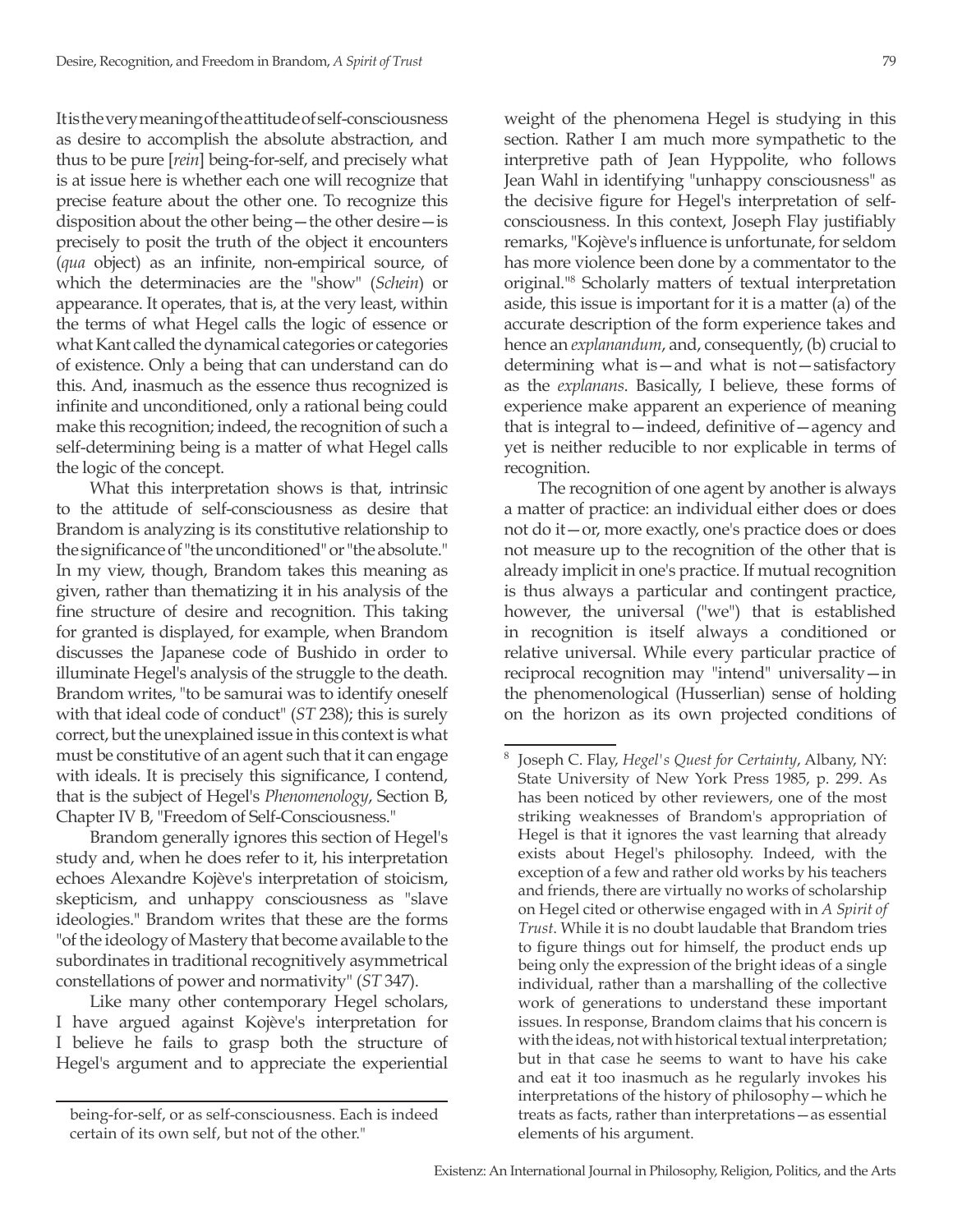It is the very meaning of the attitude of self-consciousness as desire to accomplish the absolute abstraction, and thus to be pure [*rein*] being-for-self, and precisely what is at issue here is whether each one will recognize that precise feature about the other one. To recognize this disposition about the other being—the other desire—is precisely to posit the truth of the object it encounters (*qua* object) as an infinite, non-empirical source, of which the determinacies are the "show" (*Schein*) or appearance. It operates, that is, at the very least, within the terms of what Hegel calls the logic of essence or what Kant called the dynamical categories or categories of existence. Only a being that can understand can do this. And, inasmuch as the essence thus recognized is infinite and unconditioned, only a rational being could make this recognition; indeed, the recognition of such a self-determining being is a matter of what Hegel calls the logic of the concept.

What this interpretation shows is that, intrinsic to the attitude of self-consciousness as desire that Brandom is analyzing is its constitutive relationship to the significance of "the unconditioned" or "the absolute." In my view, though, Brandom takes this meaning as given, rather than thematizing it in his analysis of the fine structure of desire and recognition. This taking for granted is displayed, for example, when Brandom discusses the Japanese code of Bushido in order to illuminate Hegel's analysis of the struggle to the death. Brandom writes, "to be samurai was to identify oneself with that ideal code of conduct" (*ST* 238); this is surely correct, but the unexplained issue in this context is what must be constitutive of an agent such that it can engage with ideals. It is precisely this significance, I contend, that is the subject of Hegel's *Phenomenology*, Section B, Chapter IV B, "Freedom of Self-Consciousness."

Brandom generally ignores this section of Hegel's study and, when he does refer to it, his interpretation echoes Alexandre Kojève's interpretation of stoicism, skepticism, and unhappy consciousness as "slave ideologies." Brandom writes that these are the forms "of the ideology of Mastery that become available to the subordinates in traditional recognitively asymmetrical constellations of power and normativity" (*ST* 347).

Like many other contemporary Hegel scholars, I have argued against Kojève's interpretation for I believe he fails to grasp both the structure of Hegel's argument and to appreciate the experiential weight of the phenomena Hegel is studying in this section. Rather I am much more sympathetic to the interpretive path of Jean Hyppolite, who follows Jean Wahl in identifying "unhappy consciousness" as the decisive figure for Hegel's interpretation of self-consciousness. In this context, Joseph Flay justifiably remarks, "Kojève's influence is unfortunate, for seldom has more violence been done by a commentator to the original."[8] Scholarly matters of textual interpretation aside, this issue is important for it is a matter (a) of the accurate description of the form experience takes and hence an *explanandum*, and, consequently, (b) crucial to determining what is—and what is not—satisfactory as the *explanans*. Basically, I believe, these forms of experience make apparent an experience of meaning that is integral to—indeed, definitive of—agency and yet is neither reducible to nor explicable in terms of recognition.

The recognition of one agent by another is always a matter of practice: an individual either does or does not do it—or, more exactly, one's practice does or does not measure up to the recognition of the other that is already implicit in one's practice. If mutual recognition is thus always a particular and contingent practice, however, the universal ("we") that is established in recognition is itself always a conditioned or relative universal. While every particular practice of reciprocal recognition may "intend" universality—in the phenomenological (Husserlian) sense of holding on the horizon as its own projected conditions of

---

being-for-self, or as self-consciousness. Each is indeed certain of its own self, but not of the other."

[8] Joseph C. Flay, *Hegel's Quest for Certainty*, Albany, NY: State University of New York Press 1985, p. 299. As has been noticed by other reviewers, one of the most striking weaknesses of Brandom's appropriation of Hegel is that it ignores the vast learning that already exists about Hegel's philosophy. Indeed, with the exception of a few and rather old works by his teachers and friends, there are virtually no works of scholarship on Hegel cited or otherwise engaged with in *A Spirit of Trust*. While it is no doubt laudable that Brandom tries to figure things out for himself, the product ends up being only the expression of the bright ideas of a single individual, rather than a marshalling of the collective work of generations to understand these important issues. In response, Brandom claims that his concern is with the ideas, not with historical textual interpretation; but in that case he seems to want to have his cake and eat it too inasmuch as he regularly invokes his interpretations of the history of philosophy—which he treats as facts, rather than interpretations—as essential elements of his argument.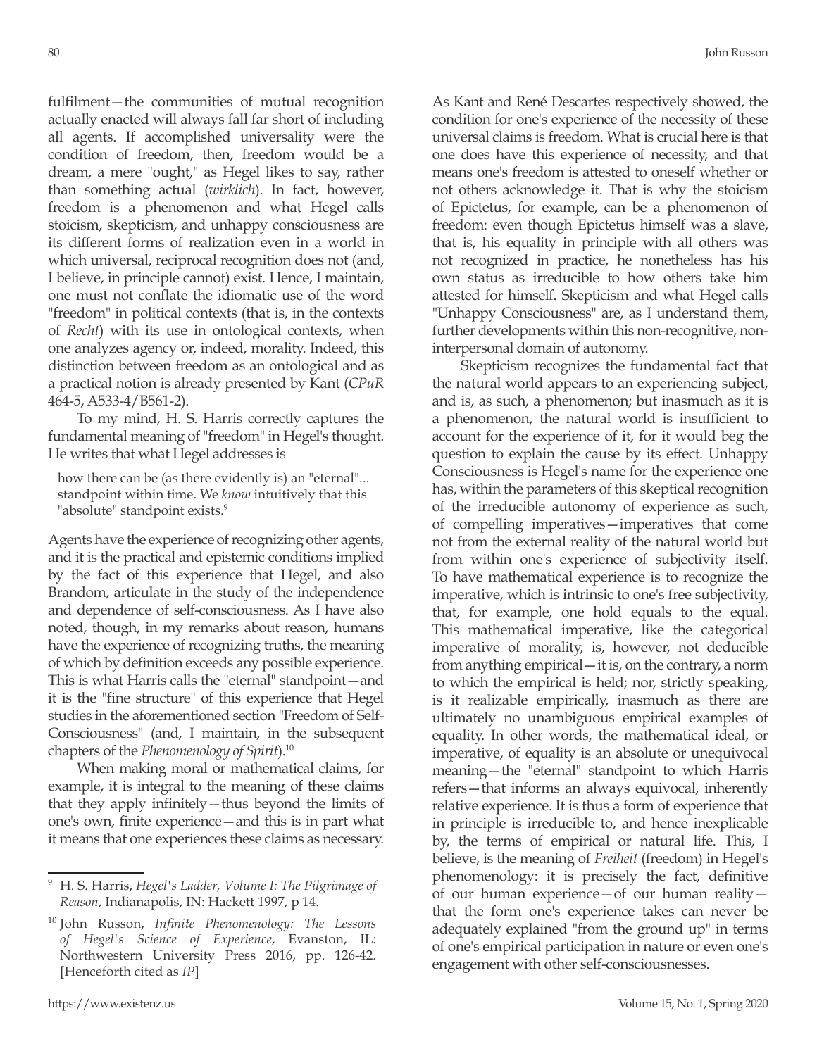fulfilment—the communities of mutual recognition actually enacted will always fall far short of including all agents. If accomplished universality were the condition of freedom, then, freedom would be a dream, a mere "ought," as Hegel likes to say, rather than something actual (*wirklich*). In fact, however, freedom is a phenomenon and what Hegel calls stoicism, skepticism, and unhappy consciousness are its different forms of realization even in a world in which universal, reciprocal recognition does not (and, I believe, in principle cannot) exist. Hence, I maintain, one must not conflate the idiomatic use of the word "freedom" in political contexts (that is, in the contexts of *Recht*) with its use in ontological contexts, when one analyzes agency or, indeed, morality. Indeed, this distinction between freedom as an ontological and as a practical notion is already presented by Kant (*CPuR* 464-5, A533-4/B561-2).

To my mind, H. S. Harris correctly captures the fundamental meaning of "freedom" in Hegel's thought. He writes that what Hegel addresses is

> how there can be (as there evidently is) an "eternal"... standpoint within time. We *know* intuitively that this "absolute" standpoint exists.[9]

Agents have the experience of recognizing other agents, and it is the practical and epistemic conditions implied by the fact of this experience that Hegel, and also Brandom, articulate in the study of the independence and dependence of self-consciousness. As I have also noted, though, in my remarks about reason, humans have the experience of recognizing truths, the meaning of which by definition exceeds any possible experience. This is what Harris calls the "eternal" standpoint—and it is the "fine structure" of this experience that Hegel studies in the aforementioned section "Freedom of Self-Consciousness" (and, I maintain, in the subsequent chapters of the *Phenomenology of Spirit*).[10]

When making moral or mathematical claims, for example, it is integral to the meaning of these claims that they apply infinitely—thus beyond the limits of one's own, finite experience—and this is in part what it means that one experiences these claims as necessary. As Kant and René Descartes respectively showed, the condition for one's experience of the necessity of these universal claims is freedom. What is crucial here is that one does have this experience of necessity, and that means one's freedom is attested to oneself whether or not others acknowledge it. That is why the stoicism of Epictetus, for example, can be a phenomenon of freedom: even though Epictetus himself was a slave, that is, his equality in principle with all others was not recognized in practice, he nonetheless has his own status as irreducible to how others take him attested for himself. Skepticism and what Hegel calls "Unhappy Consciousness" are, as I understand them, further developments within this non-recognitive, non-interpersonal domain of autonomy.

Skepticism recognizes the fundamental fact that the natural world appears to an experiencing subject, and is, as such, a phenomenon; but inasmuch as it is a phenomenon, the natural world is insufficient to account for the experience of it, for it would beg the question to explain the cause by its effect. Unhappy Consciousness is Hegel's name for the experience one has, within the parameters of this skeptical recognition of the irreducible autonomy of experience as such, of compelling imperatives—imperatives that come not from the external reality of the natural world but from within one's experience of subjectivity itself. To have mathematical experience is to recognize the imperative, which is intrinsic to one's free subjectivity, that, for example, one hold equals to the equal. This mathematical imperative, like the categorical imperative of morality, is, however, not deducible from anything empirical—it is, on the contrary, a norm to which the empirical is held; nor, strictly speaking, is it realizable empirically, inasmuch as there are ultimately no unambiguous empirical examples of equality. In other words, the mathematical ideal, or imperative, of equality is an absolute or unequivocal meaning—the "eternal" standpoint to which Harris refers—that informs an always equivocal, inherently relative experience. It is thus a form of experience that in principle is irreducible to, and hence inexplicable by, the terms of empirical or natural life. This, I believe, is the meaning of *Freiheit* (freedom) in Hegel's phenomenology: it is precisely the fact, definitive of our human experience—of our human reality—that the form one's experience takes can never be adequately explained "from the ground up" in terms of one's empirical participation in nature or even one's engagement with other self-consciousnesses.

---

[9] H. S. Harris, *Hegel's Ladder, Volume I: The Pilgrimage of Reason*, Indianapolis, IN: Hackett 1997, p 14.

[10] John Russon, *Infinite Phenomenology: The Lessons of Hegel's Science of Experience*, Evanston, IL: Northwestern University Press 2016, pp. 126-42. [Henceforth cited as *IP*]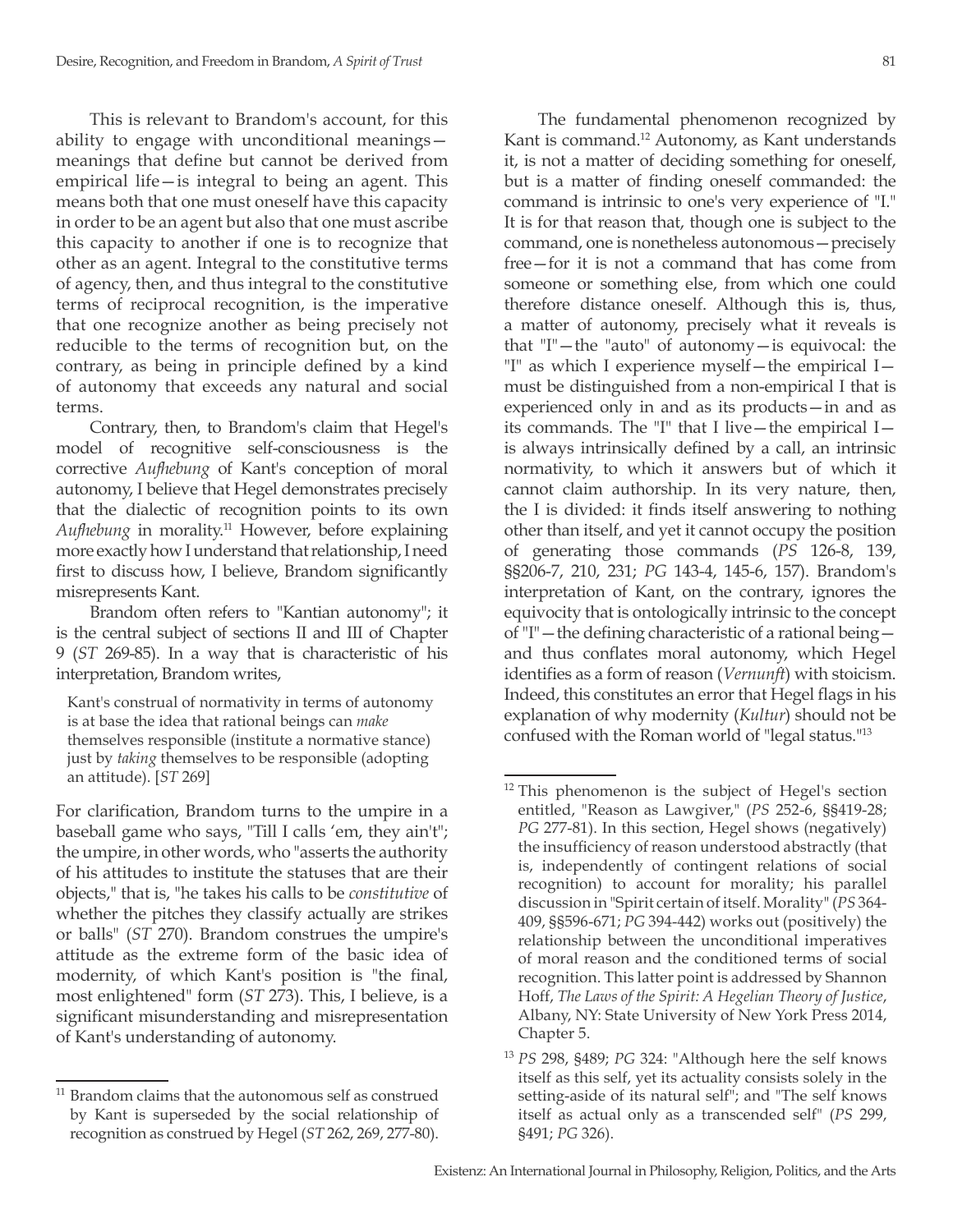This is relevant to Brandom's account, for this ability to engage with unconditional meanings—meanings that define but cannot be derived from empirical life—is integral to being an agent. This means both that one must oneself have this capacity in order to be an agent but also that one must ascribe this capacity to another if one is to recognize that other as an agent. Integral to the constitutive terms of agency, then, and thus integral to the constitutive terms of reciprocal recognition, is the imperative that one recognize another as being precisely not reducible to the terms of recognition but, on the contrary, as being in principle defined by a kind of autonomy that exceeds any natural and social terms.

Contrary, then, to Brandom's claim that Hegel's model of recognitive self-consciousness is the corrective *Aufhebung* of Kant's conception of moral autonomy, I believe that Hegel demonstrates precisely that the dialectic of recognition points to its own *Aufhebung* in morality.[11] However, before explaining more exactly how I understand that relationship, I need first to discuss how, I believe, Brandom significantly misrepresents Kant.

Brandom often refers to "Kantian autonomy"; it is the central subject of sections II and III of Chapter 9 (*ST* 269-85). In a way that is characteristic of his interpretation, Brandom writes,

> Kant's construal of normativity in terms of autonomy is at base the idea that rational beings can *make* themselves responsible (institute a normative stance) just by *taking* themselves to be responsible (adopting an attitude). [*ST* 269]

For clarification, Brandom turns to the umpire in a baseball game who says, "Till I calls 'em, they ain't"; the umpire, in other words, who "asserts the authority of his attitudes to institute the statuses that are their objects," that is, "he takes his calls to be *constitutive* of whether the pitches they classify actually are strikes or balls" (*ST* 270). Brandom construes the umpire's attitude as the extreme form of the basic idea of modernity, of which Kant's position is "the final, most enlightened" form (*ST* 273). This, I believe, is a significant misunderstanding and misrepresentation of Kant's understanding of autonomy.

The fundamental phenomenon recognized by Kant is command.[12] Autonomy, as Kant understands it, is not a matter of deciding something for oneself, but is a matter of finding oneself commanded: the command is intrinsic to one's very experience of "I." It is for that reason that, though one is subject to the command, one is nonetheless autonomous—precisely free—for it is not a command that has come from someone or something else, from which one could therefore distance oneself. Although this is, thus, a matter of autonomy, precisely what it reveals is that "I"—the "auto" of autonomy—is equivocal: the "I" as which I experience myself—the empirical I—must be distinguished from a non-empirical I that is experienced only in and as its products—in and as its commands. The "I" that I live—the empirical I—is always intrinsically defined by a call, an intrinsic normativity, to which it answers but of which it cannot claim authorship. In its very nature, then, the I is divided: it finds itself answering to nothing other than itself, and yet it cannot occupy the position of generating those commands (*PS* 126-8, 139, §§206-7, 210, 231; *PG* 143-4, 145-6, 157). Brandom's interpretation of Kant, on the contrary, ignores the equivocity that is ontologically intrinsic to the concept of "I"—the defining characteristic of a rational being—and thus conflates moral autonomy, which Hegel identifies as a form of reason (*Vernunft*) with stoicism. Indeed, this constitutes an error that Hegel flags in his explanation of why modernity (*Kultur*) should not be confused with the Roman world of "legal status."[13]

---

[11] Brandom claims that the autonomous self as construed by Kant is superseded by the social relationship of recognition as construed by Hegel (*ST* 262, 269, 277-80).

[12] This phenomenon is the subject of Hegel's section entitled, "Reason as Lawgiver," (*PS* 252-6, §§419-28; *PG* 277-81). In this section, Hegel shows (negatively) the insufficiency of reason understood abstractly (that is, independently of contingent relations of social recognition) to account for morality; his parallel discussion in "Spirit certain of itself. Morality" (*PS* 364-409, §§596-671; *PG* 394-442) works out (positively) the relationship between the unconditional imperatives of moral reason and the conditioned terms of social recognition. This latter point is addressed by Shannon Hoff, *The Laws of the Spirit: A Hegelian Theory of Justice*, Albany, NY: State University of New York Press 2014, Chapter 5.

[13] *PS* 298, §489; *PG* 324: "Although here the self knows itself as this self, yet its actuality consists solely in the setting-aside of its natural self"; and "The self knows itself as actual only as a transcended self" (*PS* 299, §491; *PG* 326).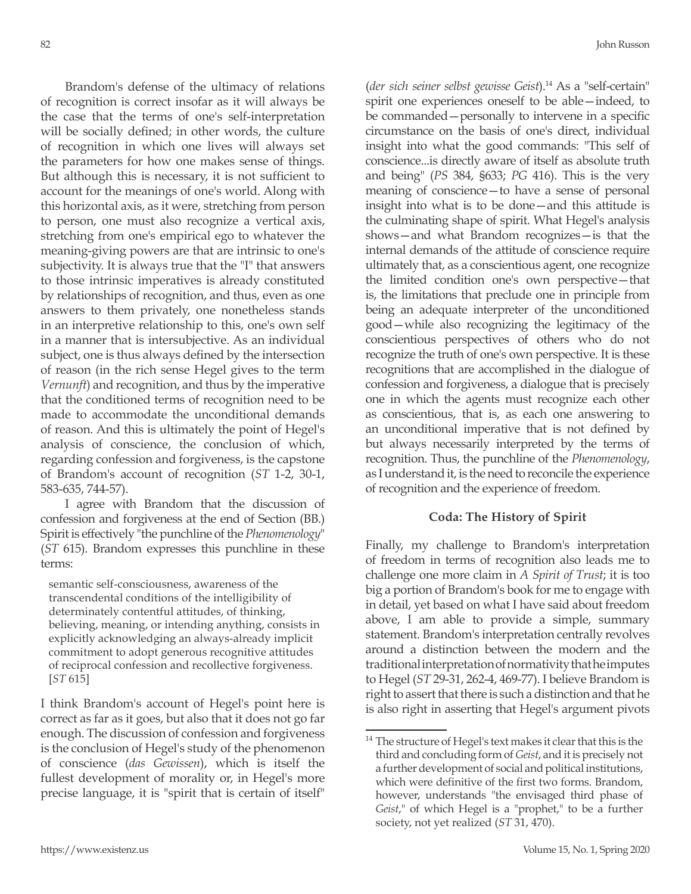Brandom's defense of the ultimacy of relations of recognition is correct insofar as it will always be the case that the terms of one's self-interpretation will be socially defined; in other words, the culture of recognition in which one lives will always set the parameters for how one makes sense of things. But although this is necessary, it is not sufficient to account for the meanings of one's world. Along with this horizontal axis, as it were, stretching from person to person, one must also recognize a vertical axis, stretching from one's empirical ego to whatever the meaning-giving powers are that are intrinsic to one's subjectivity. It is always true that the "I" that answers to those intrinsic imperatives is already constituted by relationships of recognition, and thus, even as one answers to them privately, one nonetheless stands in an interpretive relationship to this, one's own self in a manner that is intersubjective. As an individual subject, one is thus always defined by the intersection of reason (in the rich sense Hegel gives to the term *Vernunft*) and recognition, and thus by the imperative that the conditioned terms of recognition need to be made to accommodate the unconditional demands of reason. And this is ultimately the point of Hegel's analysis of conscience, the conclusion of which, regarding confession and forgiveness, is the capstone of Brandom's account of recognition (*ST* 1-2, 30-1, 583-635, 744-57).

I agree with Brandom that the discussion of confession and forgiveness at the end of Section (BB.) Spirit is effectively "the punchline of the *Phenomenology*" (*ST* 615). Brandom expresses this punchline in these terms:

> semantic self-consciousness, awareness of the transcendental conditions of the intelligibility of determinately contentful attitudes, of thinking, believing, meaning, or intending anything, consists in explicitly acknowledging an always-already implicit commitment to adopt generous recognitive attitudes of reciprocal confession and recollective forgiveness. [*ST* 615]

I think Brandom's account of Hegel's point here is correct as far as it goes, but also that it does not go far enough. The discussion of confession and forgiveness is the conclusion of Hegel's study of the phenomenon of conscience (*das Gewissen*), which is itself the fullest development of morality or, in Hegel's more precise language, it is "spirit that is certain of itself" (*der sich seiner selbst gewisse Geist*).[14] As a "self-certain" spirit one experiences oneself to be able—indeed, to be commanded—personally to intervene in a specific circumstance on the basis of one's direct, individual insight into what the good commands: "This self of conscience...is directly aware of itself as absolute truth and being" (*PS* 384, §633; *PG* 416). This is the very meaning of conscience—to have a sense of personal insight into what is to be done—and this attitude is the culminating shape of spirit. What Hegel's analysis shows—and what Brandom recognizes—is that the internal demands of the attitude of conscience require ultimately that, as a conscientious agent, one recognize the limited condition one's own perspective—that is, the limitations that preclude one in principle from being an adequate interpreter of the unconditioned good—while also recognizing the legitimacy of the conscientious perspectives of others who do not recognize the truth of one's own perspective. It is these recognitions that are accomplished in the dialogue of confession and forgiveness, a dialogue that is precisely one in which the agents must recognize each other as conscientious, that is, as each one answering to an unconditional imperative that is not defined by but always necessarily interpreted by the terms of recognition. Thus, the punchline of the *Phenomenology*, as I understand it, is the need to reconcile the experience of recognition and the experience of freedom.

### Coda: The History of Spirit

Finally, my challenge to Brandom's interpretation of freedom in terms of recognition also leads me to challenge one more claim in *A Spirit of Trust*; it is too big a portion of Brandom's book for me to engage with in detail, yet based on what I have said about freedom above, I am able to provide a simple, summary statement. Brandom's interpretation centrally revolves around a distinction between the modern and the traditional interpretation of normativity that he imputes to Hegel (*ST* 29-31, 262-4, 469-77). I believe Brandom is right to assert that there is such a distinction and that he is also right in asserting that Hegel's argument pivots

[14] The structure of Hegel's text makes it clear that this is the third and concluding form of *Geist*, and it is precisely not a further development of social and political institutions, which were definitive of the first two forms. Brandom, however, understands "the envisaged third phase of *Geist*," of which Hegel is a "prophet," to be a further society, not yet realized (*ST* 31, 470).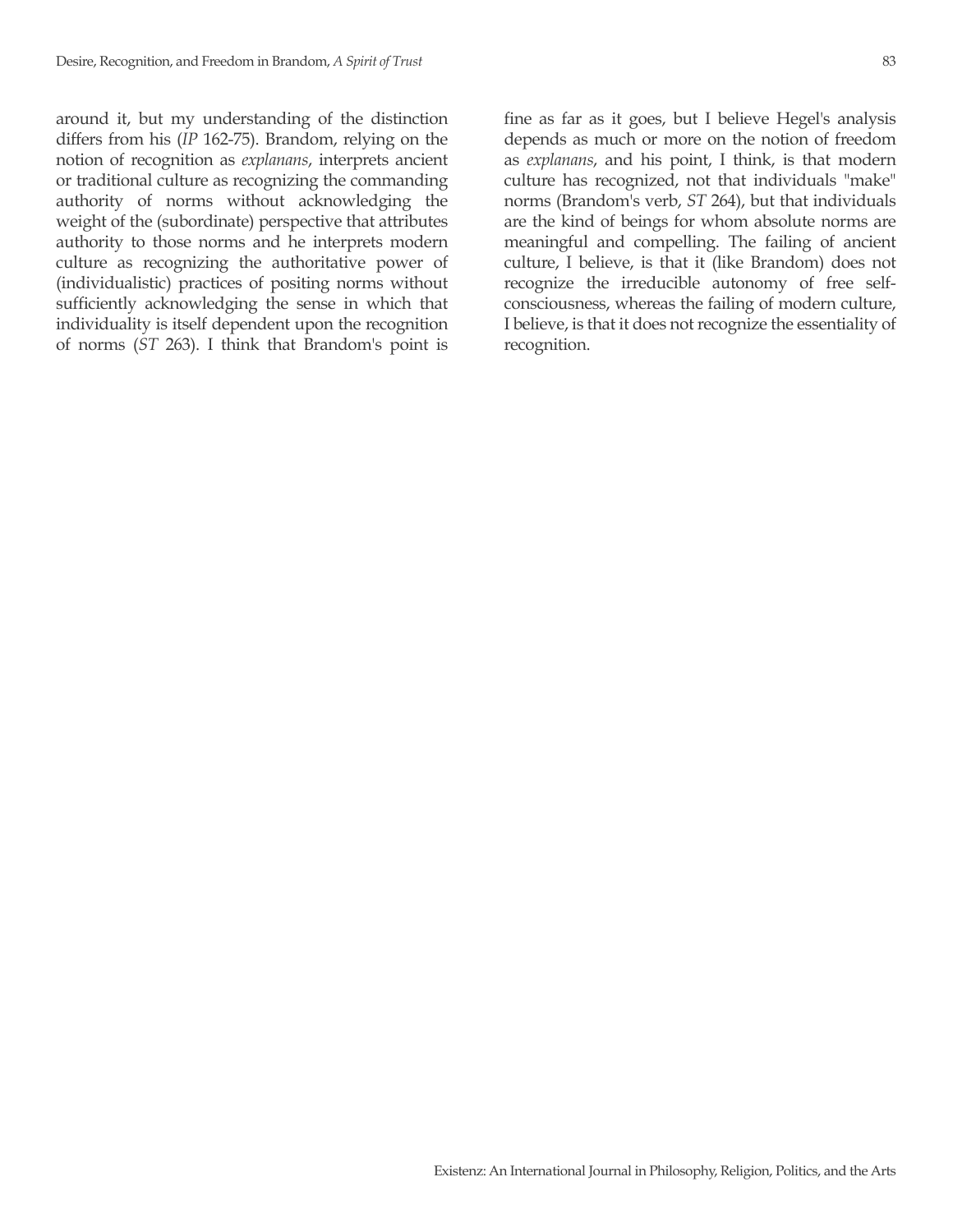around it, but my understanding of the distinction differs from his (*IP* 162-75). Brandom, relying on the notion of recognition as *explanans*, interprets ancient or traditional culture as recognizing the commanding authority of norms without acknowledging the weight of the (subordinate) perspective that attributes authority to those norms and he interprets modern culture as recognizing the authoritative power of (individualistic) practices of positing norms without sufficiently acknowledging the sense in which that individuality is itself dependent upon the recognition of norms (*ST* 263). I think that Brandom's point is fine as far as it goes, but I believe Hegel's analysis depends as much or more on the notion of freedom as *explanans*, and his point, I think, is that modern culture has recognized, not that individuals "make" norms (Brandom's verb, *ST* 264), but that individuals are the kind of beings for whom absolute norms are meaningful and compelling. The failing of ancient culture, I believe, is that it (like Brandom) does not recognize the irreducible autonomy of free self-consciousness, whereas the failing of modern culture, I believe, is that it does not recognize the essentiality of recognition.